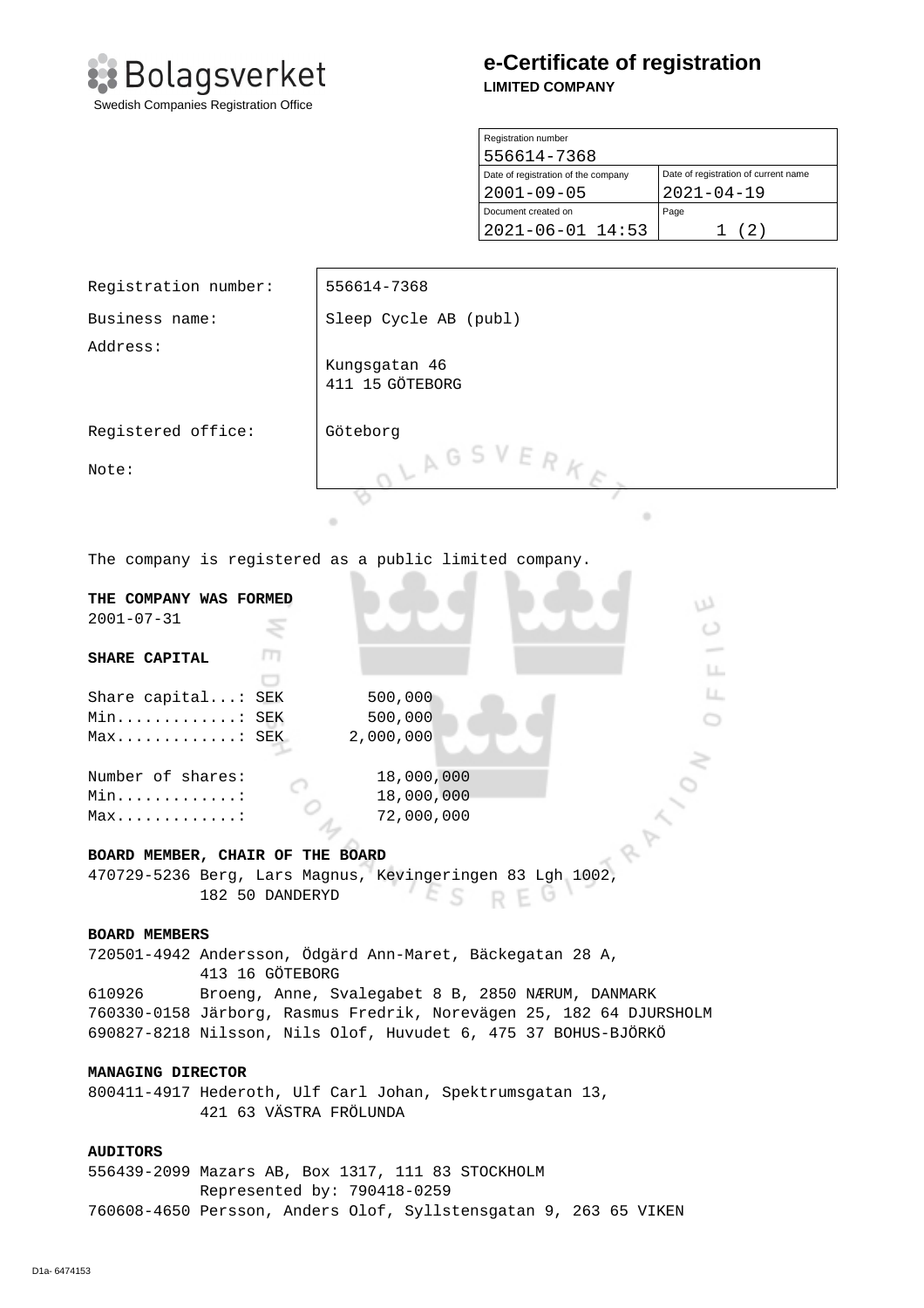Bolagsverket
Swedish Companies Registration Office

# e-Certificate of registration

**LIMITED COMPANY**

| Registration number | |
|---|---|
| 556614-7368 | |
| Date of registration of the company | Date of registration of current name |
| 2001-09-05 | 2021-04-19 |
| Document created on | Page |
| 2021-06-01 14:53 | 1 (2) |

| | |
|---|---|
| Registration number: | 556614-7368 |
| Business name: | Sleep Cycle AB (publ) |
| Address: | Kungsgatan 46<br>411 15 GÖTEBORG |
| Registered office: | Göteborg |
| Note: | |

The company is registered as a public limited company.

**THE COMPANY WAS FORMED**
2001-07-31

**SHARE CAPITAL**

```
Share capital...: SEK        500,000
Min.............: SEK        500,000
Max.............: SEK      2,000,000

Number of shares:         18,000,000
Min.............:         18,000,000
Max.............:         72,000,000
```

**BOARD MEMBER, CHAIR OF THE BOARD**
470729-5236 Berg, Lars Magnus, Kevingeringen 83 Lgh 1002, 182 50 DANDERYD

**BOARD MEMBERS**
720501-4942 Andersson, Ödgärd Ann-Maret, Bäckegatan 28 A, 413 16 GÖTEBORG
610926 Broeng, Anne, Svalegabet 8 B, 2850 NÆRUM, DANMARK
760330-0158 Järborg, Rasmus Fredrik, Norevägen 25, 182 64 DJURSHOLM
690827-8218 Nilsson, Nils Olof, Huvudet 6, 475 37 BOHUS-BJÖRKÖ

**MANAGING DIRECTOR**
800411-4917 Hederoth, Ulf Carl Johan, Spektrumsgatan 13, 421 63 VÄSTRA FRÖLUNDA

**AUDITORS**
556439-2099 Mazars AB, Box 1317, 111 83 STOCKHOLM
Represented by: 790418-0259
760608-4650 Persson, Anders Olof, Syllstensgatan 9, 263 65 VIKEN

D1a- 6474153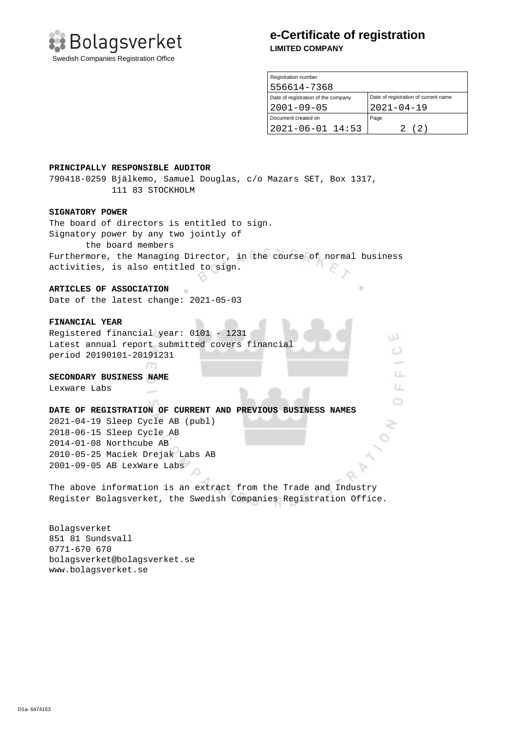# e-Certificate of registration

**LIMITED COMPANY**

| Registration number | |
|---|---|
| 556614-7368 | |
| Date of registration of the company | Date of registration of current name |
| 2001-09-05 | 2021-04-19 |
| Document created on | Page |
| 2021-06-01 14:53 | 2 (2) |

**PRINCIPALLY RESPONSIBLE AUDITOR**

790418-0259 Bjälkemo, Samuel Douglas, c/o Mazars SET, Box 1317, 111 83 STOCKHOLM

**SIGNATORY POWER**

The board of directors is entitled to sign.
Signatory power by any two jointly of
the board members
Furthermore, the Managing Director, in the course of normal business activities, is also entitled to sign.

**ARTICLES OF ASSOCIATION**

Date of the latest change: 2021-05-03

**FINANCIAL YEAR**

Registered financial year: 0101 - 1231
Latest annual report submitted covers financial period 20190101-20191231

**SECONDARY BUSINESS NAME**

Lexware Labs

**DATE OF REGISTRATION OF CURRENT AND PREVIOUS BUSINESS NAMES**

2021-04-19 Sleep Cycle AB (publ)
2018-06-15 Sleep Cycle AB
2014-01-08 Northcube AB
2010-05-25 Maciek Drejak Labs AB
2001-09-05 AB LexWare Labs

The above information is an extract from the Trade and Industry Register Bolagsverket, the Swedish Companies Registration Office.

Bolagsverket
851 81 Sundsvall
0771-670 670
bolagsverket@bolagsverket.se
www.bolagsverket.se

D1a- 6474153